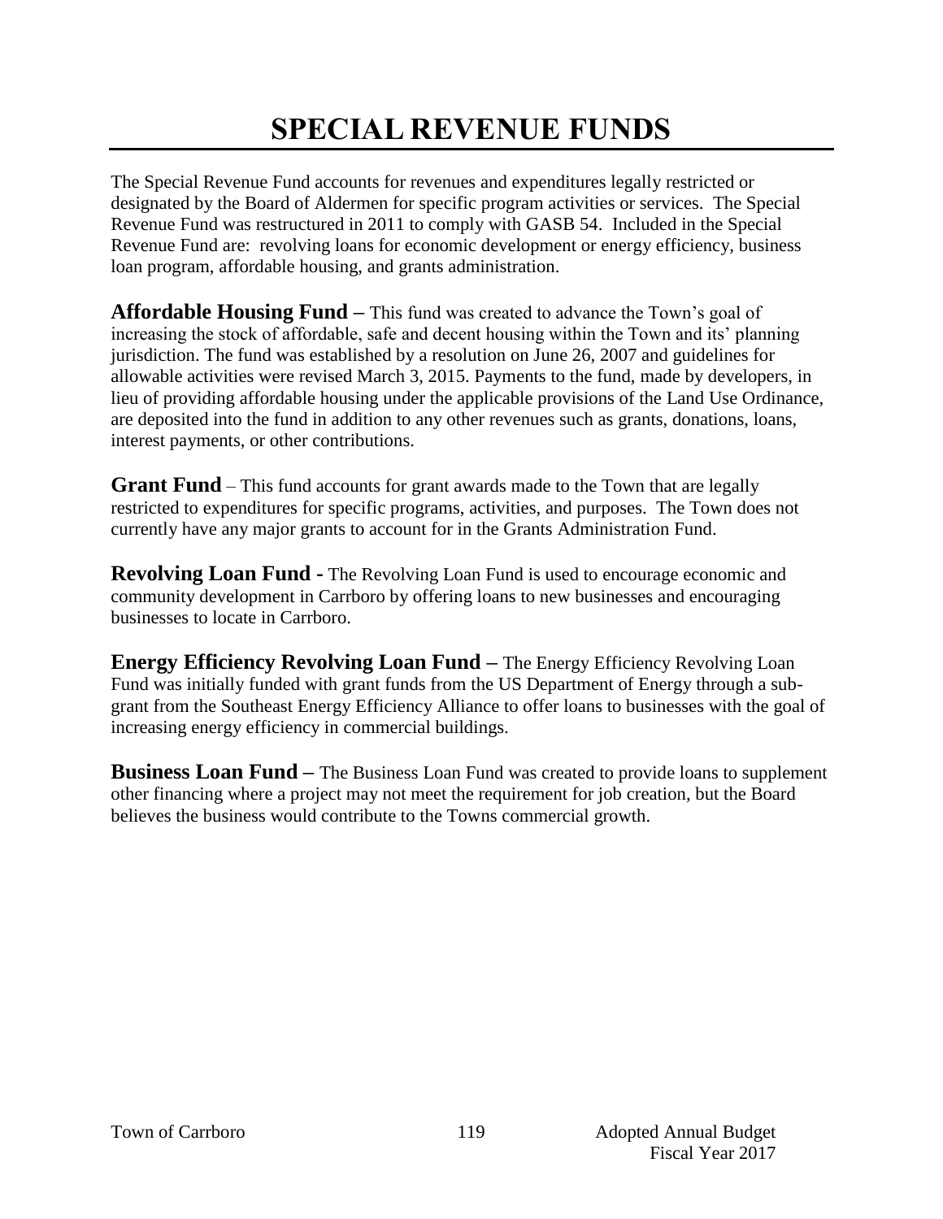# SPECIAL REVENUE FUNDS

The Special Revenue Fund accounts for revenues and expenditures legally restricted or designated by the Board of Aldermen for specific program activities or services. The Special Revenue Fund was restructured in 2011 to comply with GASB 54. Included in the Special Revenue Fund are: revolving loans for economic development or energy efficiency, business loan program, affordable housing, and grants administration.

**Affordable Housing Fund –** This fund was created to advance the Town's goal of increasing the stock of affordable, safe and decent housing within the Town and its' planning jurisdiction. The fund was established by a resolution on June 26, 2007 and guidelines for allowable activities were revised March 3, 2015. Payments to the fund, made by developers, in lieu of providing affordable housing under the applicable provisions of the Land Use Ordinance, are deposited into the fund in addition to any other revenues such as grants, donations, loans, interest payments, or other contributions.

**Grant Fund** – This fund accounts for grant awards made to the Town that are legally restricted to expenditures for specific programs, activities, and purposes. The Town does not currently have any major grants to account for in the Grants Administration Fund.

**Revolving Loan Fund -** The Revolving Loan Fund is used to encourage economic and community development in Carrboro by offering loans to new businesses and encouraging businesses to locate in Carrboro.

**Energy Efficiency Revolving Loan Fund –** The Energy Efficiency Revolving Loan Fund was initially funded with grant funds from the US Department of Energy through a sub-grant from the Southeast Energy Efficiency Alliance to offer loans to businesses with the goal of increasing energy efficiency in commercial buildings.

**Business Loan Fund –** The Business Loan Fund was created to provide loans to supplement other financing where a project may not meet the requirement for job creation, but the Board believes the business would contribute to the Towns commercial growth.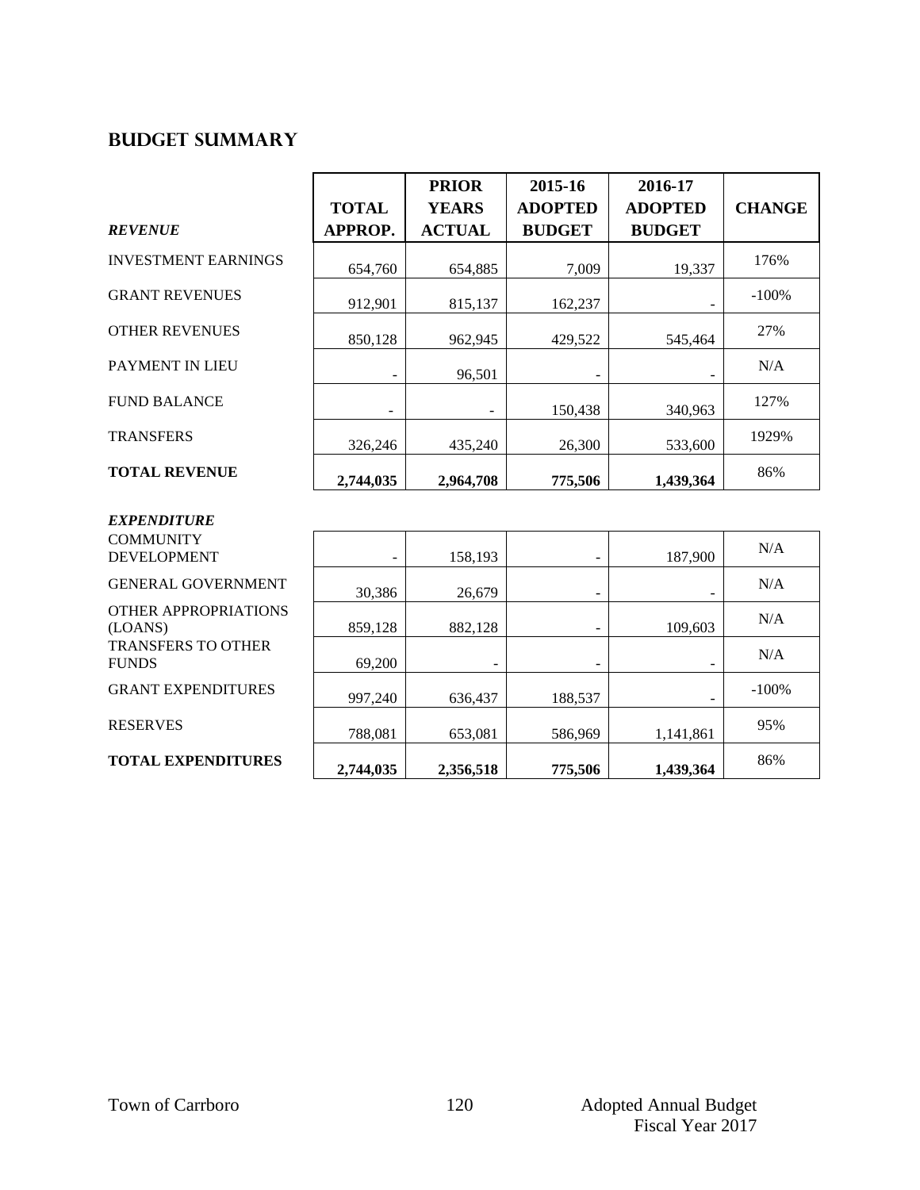## BUDGET SUMMARY

| *REVENUE* | TOTAL APPROP. | PRIOR YEARS ACTUAL | 2015-16 ADOPTED BUDGET | 2016-17 ADOPTED BUDGET | CHANGE |
|---|---|---|---|---|---|
| INVESTMENT EARNINGS | 654,760 | 654,885 | 7,009 | 19,337 | 176% |
| GRANT REVENUES | 912,901 | 815,137 | 162,237 | - | -100% |
| OTHER REVENUES | 850,128 | 962,945 | 429,522 | 545,464 | 27% |
| PAYMENT IN LIEU | - | 96,501 | - | - | N/A |
| FUND BALANCE | - | - | 150,438 | 340,963 | 127% |
| TRANSFERS | 326,246 | 435,240 | 26,300 | 533,600 | 1929% |
| **TOTAL REVENUE** | **2,744,035** | **2,964,708** | **775,506** | **1,439,364** | 86% |

| *EXPENDITURE* | TOTAL APPROP. | PRIOR YEARS ACTUAL | 2015-16 ADOPTED BUDGET | 2016-17 ADOPTED BUDGET | CHANGE |
|---|---|---|---|---|---|
| COMMUNITY DEVELOPMENT | - | 158,193 | - | 187,900 | N/A |
| GENERAL GOVERNMENT | 30,386 | 26,679 | - | - | N/A |
| OTHER APPROPRIATIONS (LOANS) | 859,128 | 882,128 | - | 109,603 | N/A |
| TRANSFERS TO OTHER FUNDS | 69,200 | - | - | - | N/A |
| GRANT EXPENDITURES | 997,240 | 636,437 | 188,537 | - | -100% |
| RESERVES | 788,081 | 653,081 | 586,969 | 1,141,861 | 95% |
| **TOTAL EXPENDITURES** | **2,744,035** | **2,356,518** | **775,506** | **1,439,364** | 86% |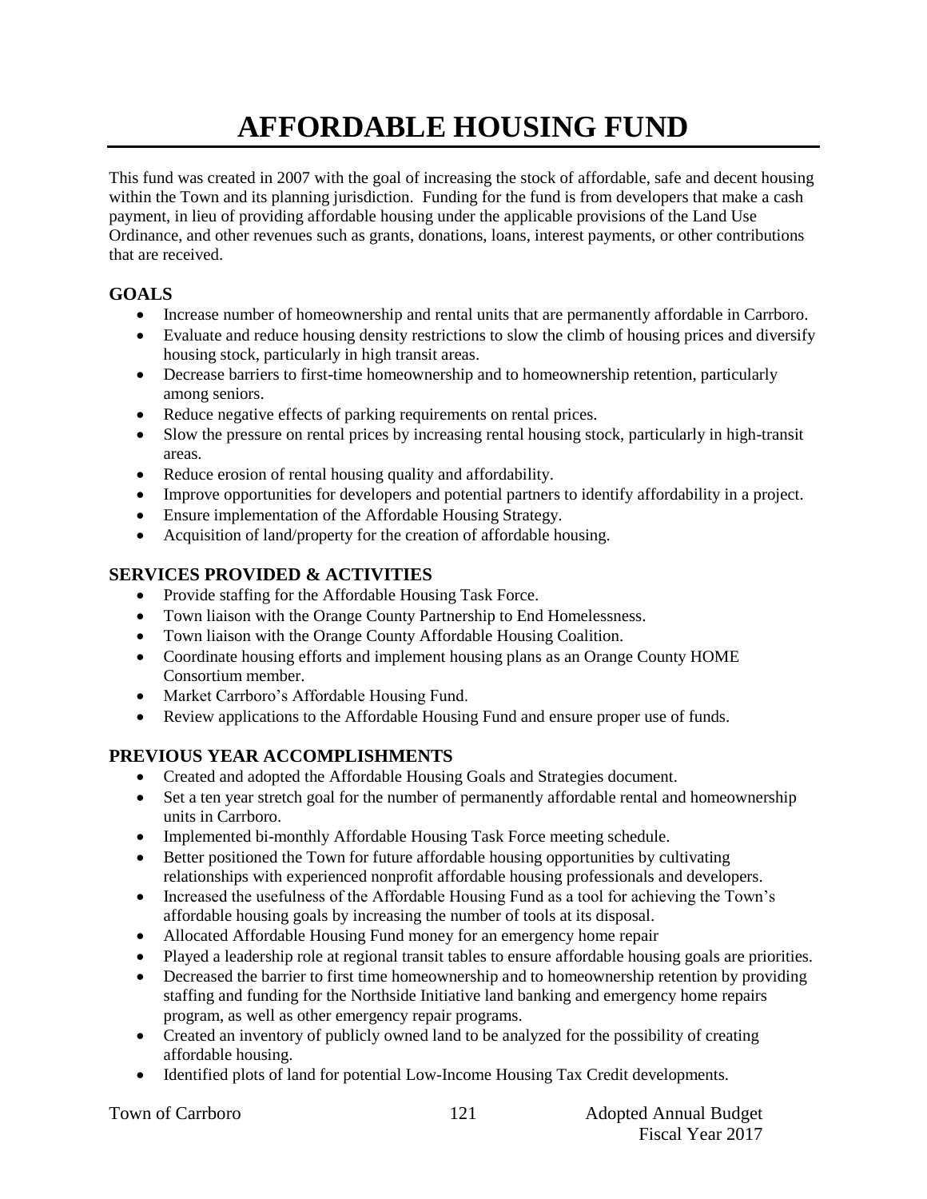# AFFORDABLE HOUSING FUND

This fund was created in 2007 with the goal of increasing the stock of affordable, safe and decent housing within the Town and its planning jurisdiction. Funding for the fund is from developers that make a cash payment, in lieu of providing affordable housing under the applicable provisions of the Land Use Ordinance, and other revenues such as grants, donations, loans, interest payments, or other contributions that are received.

## GOALS

- Increase number of homeownership and rental units that are permanently affordable in Carrboro.
- Evaluate and reduce housing density restrictions to slow the climb of housing prices and diversify housing stock, particularly in high transit areas.
- Decrease barriers to first-time homeownership and to homeownership retention, particularly among seniors.
- Reduce negative effects of parking requirements on rental prices.
- Slow the pressure on rental prices by increasing rental housing stock, particularly in high-transit areas.
- Reduce erosion of rental housing quality and affordability.
- Improve opportunities for developers and potential partners to identify affordability in a project.
- Ensure implementation of the Affordable Housing Strategy.
- Acquisition of land/property for the creation of affordable housing.

## SERVICES PROVIDED & ACTIVITIES

- Provide staffing for the Affordable Housing Task Force.
- Town liaison with the Orange County Partnership to End Homelessness.
- Town liaison with the Orange County Affordable Housing Coalition.
- Coordinate housing efforts and implement housing plans as an Orange County HOME Consortium member.
- Market Carrboro's Affordable Housing Fund.
- Review applications to the Affordable Housing Fund and ensure proper use of funds.

## PREVIOUS YEAR ACCOMPLISHMENTS

- Created and adopted the Affordable Housing Goals and Strategies document.
- Set a ten year stretch goal for the number of permanently affordable rental and homeownership units in Carrboro.
- Implemented bi-monthly Affordable Housing Task Force meeting schedule.
- Better positioned the Town for future affordable housing opportunities by cultivating relationships with experienced nonprofit affordable housing professionals and developers.
- Increased the usefulness of the Affordable Housing Fund as a tool for achieving the Town's affordable housing goals by increasing the number of tools at its disposal.
- Allocated Affordable Housing Fund money for an emergency home repair
- Played a leadership role at regional transit tables to ensure affordable housing goals are priorities.
- Decreased the barrier to first time homeownership and to homeownership retention by providing staffing and funding for the Northside Initiative land banking and emergency home repairs program, as well as other emergency repair programs.
- Created an inventory of publicly owned land to be analyzed for the possibility of creating affordable housing.
- Identified plots of land for potential Low-Income Housing Tax Credit developments.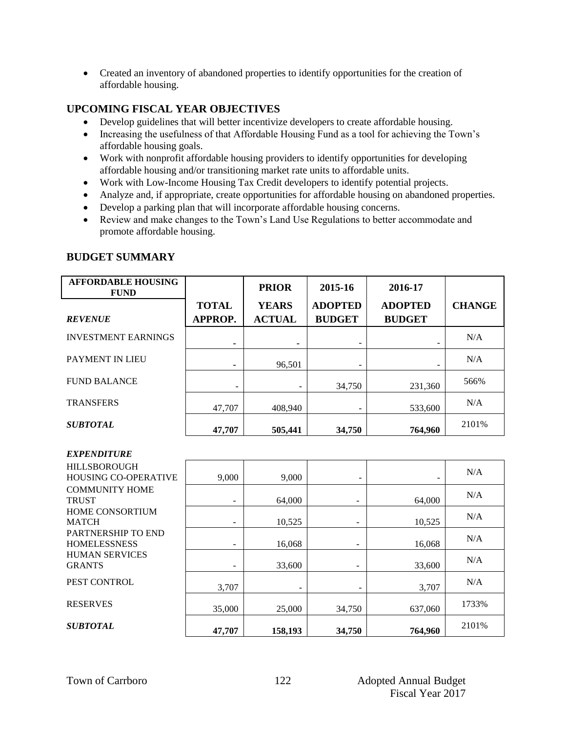- Created an inventory of abandoned properties to identify opportunities for the creation of affordable housing.

## UPCOMING FISCAL YEAR OBJECTIVES

- Develop guidelines that will better incentivize developers to create affordable housing.
- Increasing the usefulness of that Affordable Housing Fund as a tool for achieving the Town's affordable housing goals.
- Work with nonprofit affordable housing providers to identify opportunities for developing affordable housing and/or transitioning market rate units to affordable units.
- Work with Low-Income Housing Tax Credit developers to identify potential projects.
- Analyze and, if appropriate, create opportunities for affordable housing on abandoned properties.
- Develop a parking plan that will incorporate affordable housing concerns.
- Review and make changes to the Town's Land Use Regulations to better accommodate and promote affordable housing.

## BUDGET SUMMARY

| **AFFORDABLE HOUSING FUND** | | **PRIOR** | **2015-16** | **2016-17** | |
|---|---|---|---|---|---|
| ***REVENUE*** | **TOTAL APPROP.** | **YEARS ACTUAL** | **ADOPTED BUDGET** | **ADOPTED BUDGET** | **CHANGE** |
| INVESTMENT EARNINGS | - | - | - | - | N/A |
| PAYMENT IN LIEU | - | 96,501 | - | - | N/A |
| FUND BALANCE | - | - | 34,750 | 231,360 | 566% |
| TRANSFERS | 47,707 | 408,940 | - | 533,600 | N/A |
| ***SUBTOTAL*** | **47,707** | **505,441** | **34,750** | **764,960** | 2101% |
| ***EXPENDITURE*** | | | | | |
| HILLSBOROUGH HOUSING CO-OPERATIVE | 9,000 | 9,000 | - | - | N/A |
| COMMUNITY HOME TRUST | - | 64,000 | - | 64,000 | N/A |
| HOME CONSORTIUM MATCH | - | 10,525 | - | 10,525 | N/A |
| PARTNERSHIP TO END HOMELESSNESS | - | 16,068 | - | 16,068 | N/A |
| HUMAN SERVICES GRANTS | - | 33,600 | - | 33,600 | N/A |
| PEST CONTROL | 3,707 | - | - | 3,707 | N/A |
| RESERVES | 35,000 | 25,000 | 34,750 | 637,060 | 1733% |
| ***SUBTOTAL*** | **47,707** | **158,193** | **34,750** | **764,960** | 2101% |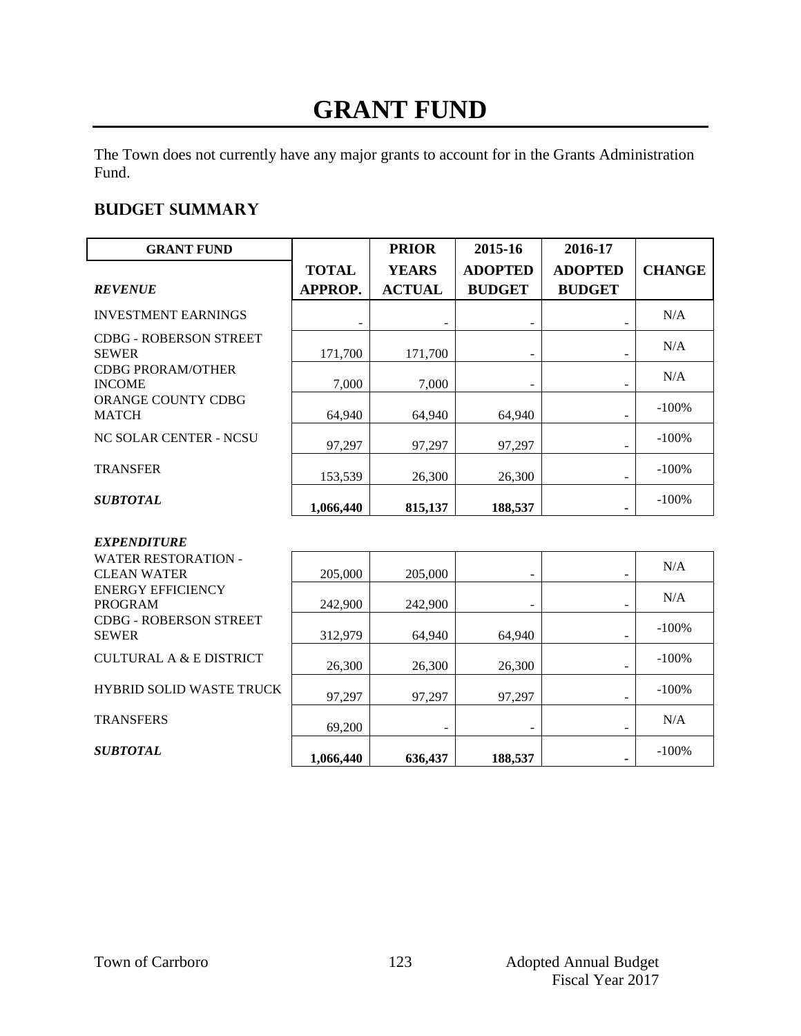# GRANT FUND

The Town does not currently have any major grants to account for in the Grants Administration Fund.

## BUDGET SUMMARY

| GRANT FUND | TOTAL APPROP. | PRIOR YEARS ACTUAL | 2015-16 ADOPTED BUDGET | 2016-17 ADOPTED BUDGET | CHANGE |
|---|---|---|---|---|---|
| ***REVENUE*** | | | | | |
| INVESTMENT EARNINGS | - | - | - | - | N/A |
| CDBG - ROBERSON STREET SEWER | 171,700 | 171,700 | - | - | N/A |
| CDBG PRORAM/OTHER INCOME | 7,000 | 7,000 | - | - | N/A |
| ORANGE COUNTY CDBG MATCH | 64,940 | 64,940 | 64,940 | - | -100% |
| NC SOLAR CENTER - NCSU | 97,297 | 97,297 | 97,297 | - | -100% |
| TRANSFER | 153,539 | 26,300 | 26,300 | - | -100% |
| ***SUBTOTAL*** | **1,066,440** | **815,137** | **188,537** | **-** | -100% |
| ***EXPENDITURE*** | | | | | |
| WATER RESTORATION - CLEAN WATER | 205,000 | 205,000 | - | - | N/A |
| ENERGY EFFICIENCY PROGRAM | 242,900 | 242,900 | - | - | N/A |
| CDBG - ROBERSON STREET SEWER | 312,979 | 64,940 | 64,940 | - | -100% |
| CULTURAL A & E DISTRICT | 26,300 | 26,300 | 26,300 | - | -100% |
| HYBRID SOLID WASTE TRUCK | 97,297 | 97,297 | 97,297 | - | -100% |
| TRANSFERS | 69,200 | - | - | - | N/A |
| ***SUBTOTAL*** | **1,066,440** | **636,437** | **188,537** | **-** | -100% |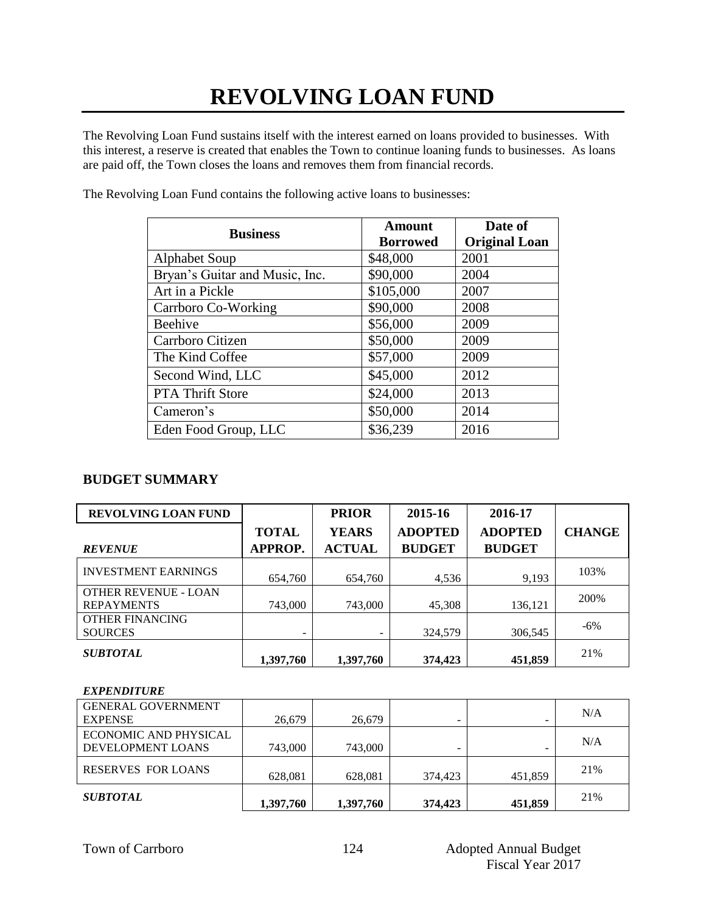# REVOLVING LOAN FUND

The Revolving Loan Fund sustains itself with the interest earned on loans provided to businesses. With this interest, a reserve is created that enables the Town to continue loaning funds to businesses. As loans are paid off, the Town closes the loans and removes them from financial records.

The Revolving Loan Fund contains the following active loans to businesses:

| Business | Amount Borrowed | Date of Original Loan |
|---|---|---|
| Alphabet Soup | $48,000 | 2001 |
| Bryan's Guitar and Music, Inc. | $90,000 | 2004 |
| Art in a Pickle | $105,000 | 2007 |
| Carrboro Co-Working | $90,000 | 2008 |
| Beehive | $56,000 | 2009 |
| Carrboro Citizen | $50,000 | 2009 |
| The Kind Coffee | $57,000 | 2009 |
| Second Wind, LLC | $45,000 | 2012 |
| PTA Thrift Store | $24,000 | 2013 |
| Cameron's | $50,000 | 2014 |
| Eden Food Group, LLC | $36,239 | 2016 |

## BUDGET SUMMARY

| REVOLVING LOAN FUND<br>*REVENUE* | TOTAL APPROP. | PRIOR YEARS ACTUAL | 2015-16 ADOPTED BUDGET | 2016-17 ADOPTED BUDGET | CHANGE |
|---|---|---|---|---|---|
| INVESTMENT EARNINGS | 654,760 | 654,760 | 4,536 | 9,193 | 103% |
| OTHER REVENUE - LOAN REPAYMENTS | 743,000 | 743,000 | 45,308 | 136,121 | 200% |
| OTHER FINANCING SOURCES | - | - | 324,579 | 306,545 | -6% |
| ***SUBTOTAL*** | **1,397,760** | **1,397,760** | **374,423** | **451,859** | 21% |
| ***EXPENDITURE*** | | | | | |
| GENERAL GOVERNMENT EXPENSE | 26,679 | 26,679 | - | - | N/A |
| ECONOMIC AND PHYSICAL DEVELOPMENT LOANS | 743,000 | 743,000 | - | - | N/A |
| RESERVES FOR LOANS | 628,081 | 628,081 | 374,423 | 451,859 | 21% |
| ***SUBTOTAL*** | **1,397,760** | **1,397,760** | **374,423** | **451,859** | 21% |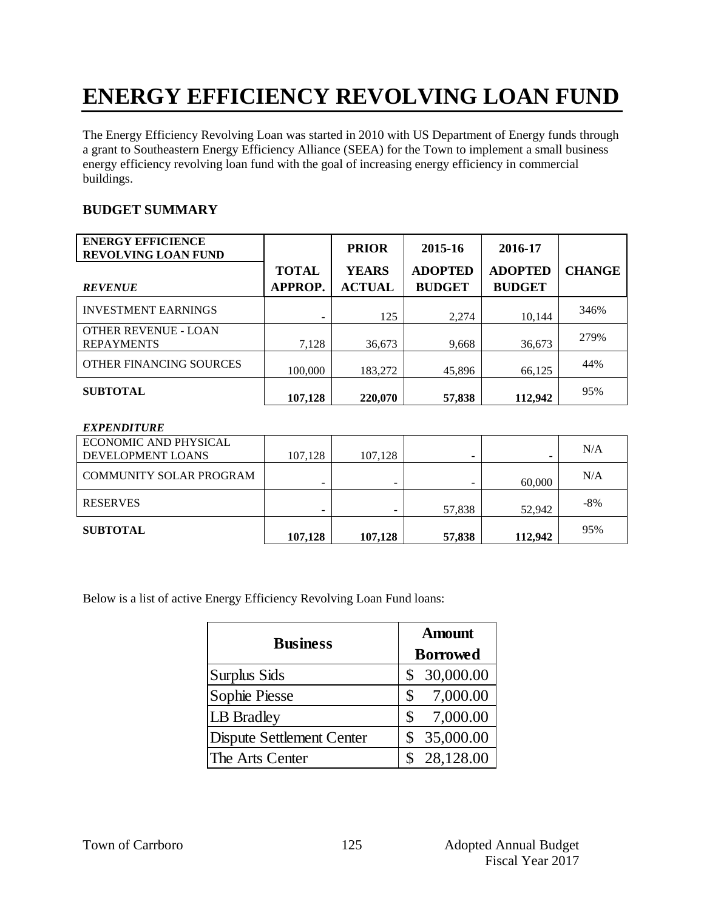# ENERGY EFFICIENCY REVOLVING LOAN FUND

The Energy Efficiency Revolving Loan was started in 2010 with US Department of Energy funds through a grant to Southeastern Energy Efficiency Alliance (SEEA) for the Town to implement a small business energy efficiency revolving loan fund with the goal of increasing energy efficiency in commercial buildings.

## BUDGET SUMMARY

| ENERGY EFFICIENCE REVOLVING LOAN FUND | | PRIOR | 2015-16 | 2016-17 | |
|---|---|---|---|---|---|
| ***REVENUE*** | **TOTAL APPROP.** | **YEARS ACTUAL** | **ADOPTED BUDGET** | **ADOPTED BUDGET** | **CHANGE** |
| INVESTMENT EARNINGS | - | 125 | 2,274 | 10,144 | 346% |
| OTHER REVENUE - LOAN REPAYMENTS | 7,128 | 36,673 | 9,668 | 36,673 | 279% |
| OTHER FINANCING SOURCES | 100,000 | 183,272 | 45,896 | 66,125 | 44% |
| **SUBTOTAL** | **107,128** | **220,070** | **57,838** | **112,942** | 95% |
| ***EXPENDITURE*** | | | | | |
| ECONOMIC AND PHYSICAL DEVELOPMENT LOANS | 107,128 | 107,128 | - | - | N/A |
| COMMUNITY SOLAR PROGRAM | - | - | - | 60,000 | N/A |
| RESERVES | - | - | 57,838 | 52,942 | -8% |
| **SUBTOTAL** | **107,128** | **107,128** | **57,838** | **112,942** | 95% |

Below is a list of active Energy Efficiency Revolving Loan Fund loans:

| Business | Amount Borrowed |
|---|---|
| Surplus Sids | $ 30,000.00 |
| Sophie Piesse | $ 7,000.00 |
| LB Bradley | $ 7,000.00 |
| Dispute Settlement Center | $ 35,000.00 |
| The Arts Center | $ 28,128.00 |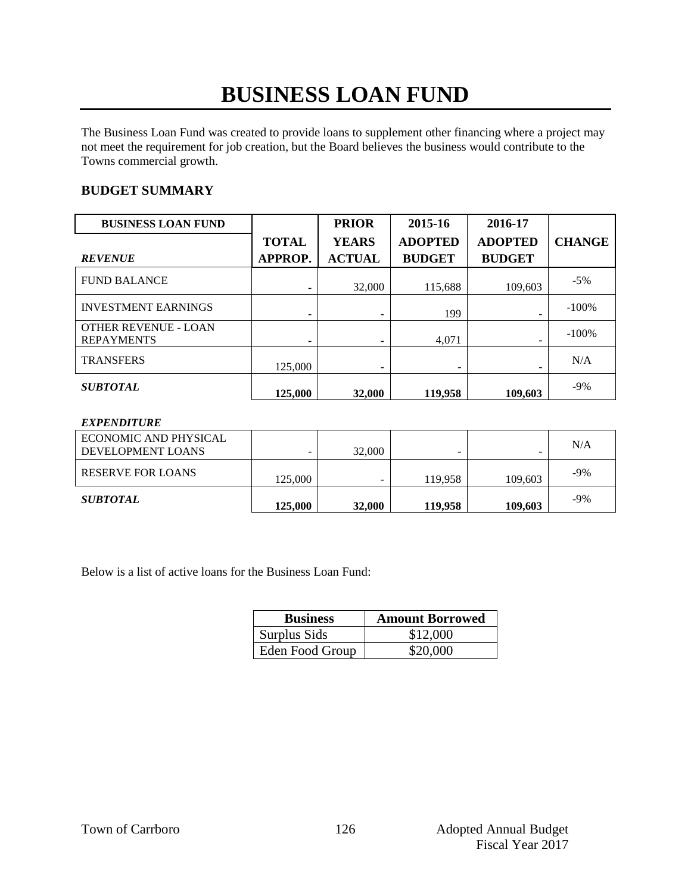# BUSINESS LOAN FUND

The Business Loan Fund was created to provide loans to supplement other financing where a project may not meet the requirement for job creation, but the Board believes the business would contribute to the Towns commercial growth.

## BUDGET SUMMARY

| BUSINESS LOAN FUND | | PRIOR | 2015-16 | 2016-17 | |
|---|---|---|---|---|---|
| ***REVENUE*** | **TOTAL APPROP.** | **YEARS ACTUAL** | **ADOPTED BUDGET** | **ADOPTED BUDGET** | **CHANGE** |
| FUND BALANCE | - | 32,000 | 115,688 | 109,603 | -5% |
| INVESTMENT EARNINGS | - | - | 199 | - | -100% |
| OTHER REVENUE - LOAN REPAYMENTS | - | - | 4,071 | - | -100% |
| TRANSFERS | 125,000 | - | - | - | N/A |
| ***SUBTOTAL*** | **125,000** | **32,000** | **119,958** | **109,603** | -9% |
| ***EXPENDITURE*** | | | | | |
| ECONOMIC AND PHYSICAL DEVELOPMENT LOANS | - | 32,000 | - | - | N/A |
| RESERVE FOR LOANS | 125,000 | - | 119,958 | 109,603 | -9% |
| ***SUBTOTAL*** | **125,000** | **32,000** | **119,958** | **109,603** | -9% |

Below is a list of active loans for the Business Loan Fund:

| Business | Amount Borrowed |
|---|---|
| Surplus Sids | $12,000 |
| Eden Food Group | $20,000 |